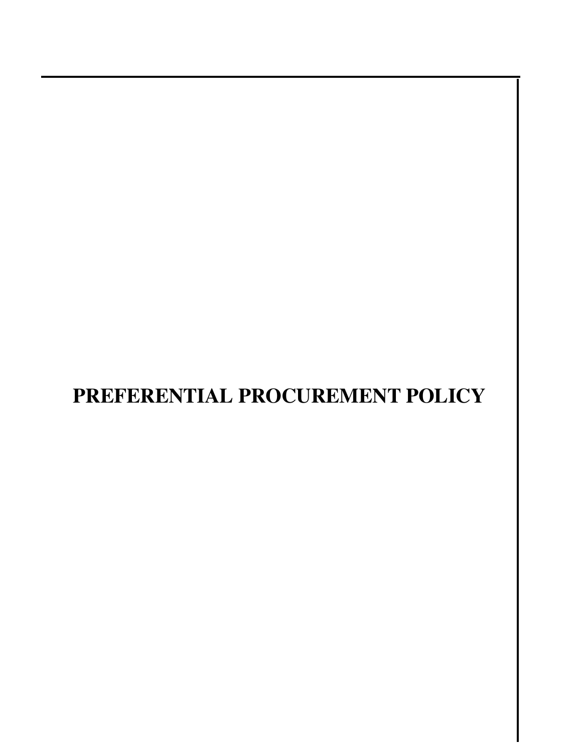# PREFERENTIAL PROCUREMENT POLICY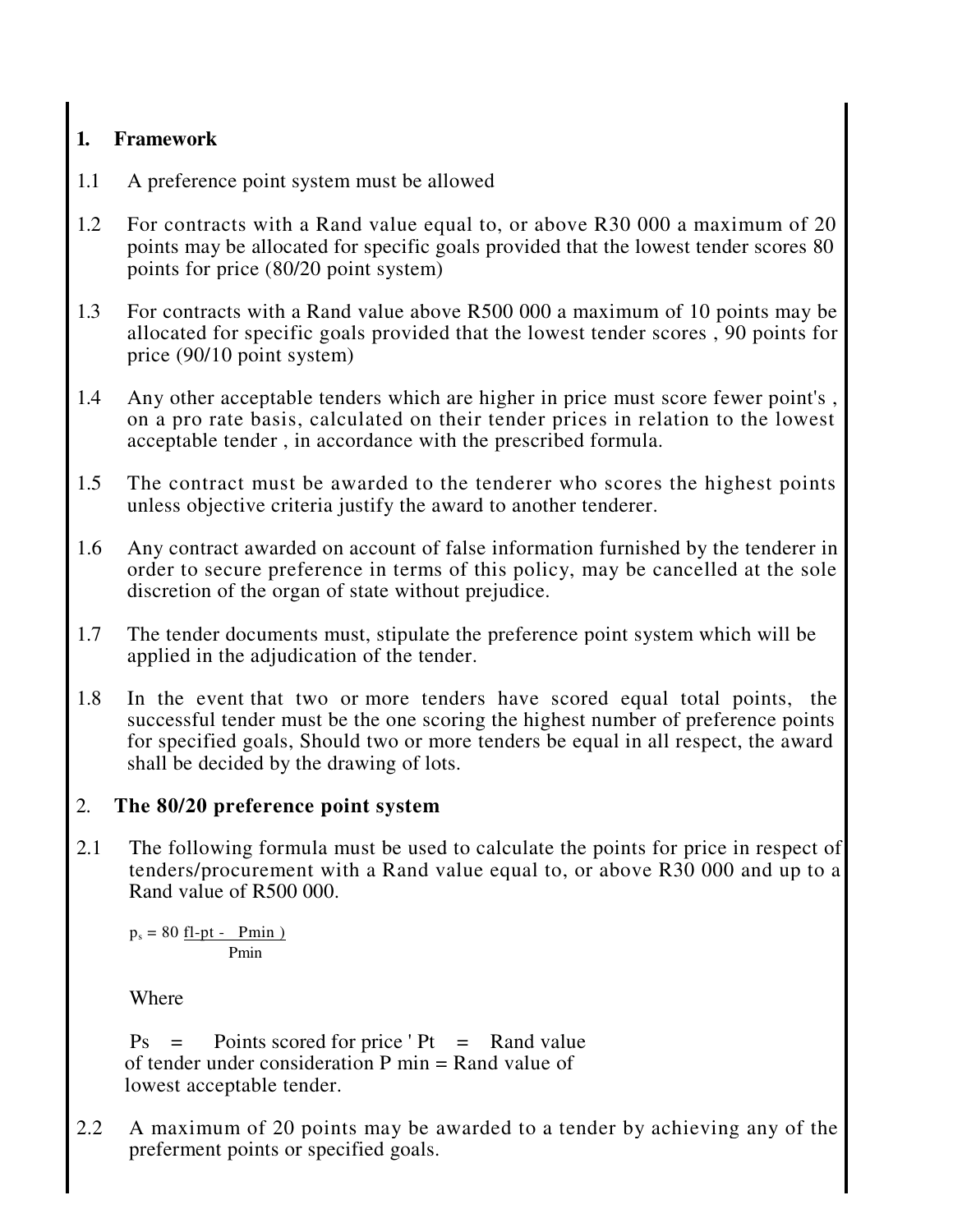## 1. Framework

1.1 A preference point system must be allowed

1.2 For contracts with a Rand value equal to, or above R30 000 a maximum of 20 points may be allocated for specific goals provided that the lowest tender scores 80 points for price (80/20 point system)

1.3 For contracts with a Rand value above R500 000 a maximum of 10 points may be allocated for specific goals provided that the lowest tender scores , 90 points for price (90/10 point system)

1.4 Any other acceptable tenders which are higher in price must score fewer point's , on a pro rate basis, calculated on their tender prices in relation to the lowest acceptable tender , in accordance with the prescribed formula.

1.5 The contract must be awarded to the tenderer who scores the highest points unless objective criteria justify the award to another tenderer.

1.6 Any contract awarded on account of false information furnished by the tenderer in order to secure preference in terms of this policy, may be cancelled at the sole discretion of the organ of state without prejudice.

1.7 The tender documents must, stipulate the preference point system which will be applied in the adjudication of the tender.

1.8 In the event that two or more tenders have scored equal total points, the successful tender must be the one scoring the highest number of preference points for specified goals, Should two or more tenders be equal in all respect, the award shall be decided by the drawing of lots.

## 2. The 80/20 preference point system

2.1 The following formula must be used to calculate the points for price in respect of tenders/procurement with a Rand value equal to, or above R30 000 and up to a Rand value of R500 000.

$$p_s = 80 \frac{\text{fl-pt} - \text{Pmin )}}{\text{Pmin}}$$

Where

Ps = Points scored for price ' Pt = Rand value of tender under consideration P min = Rand value of lowest acceptable tender.

2.2 A maximum of 20 points may be awarded to a tender by achieving any of the preferment points or specified goals.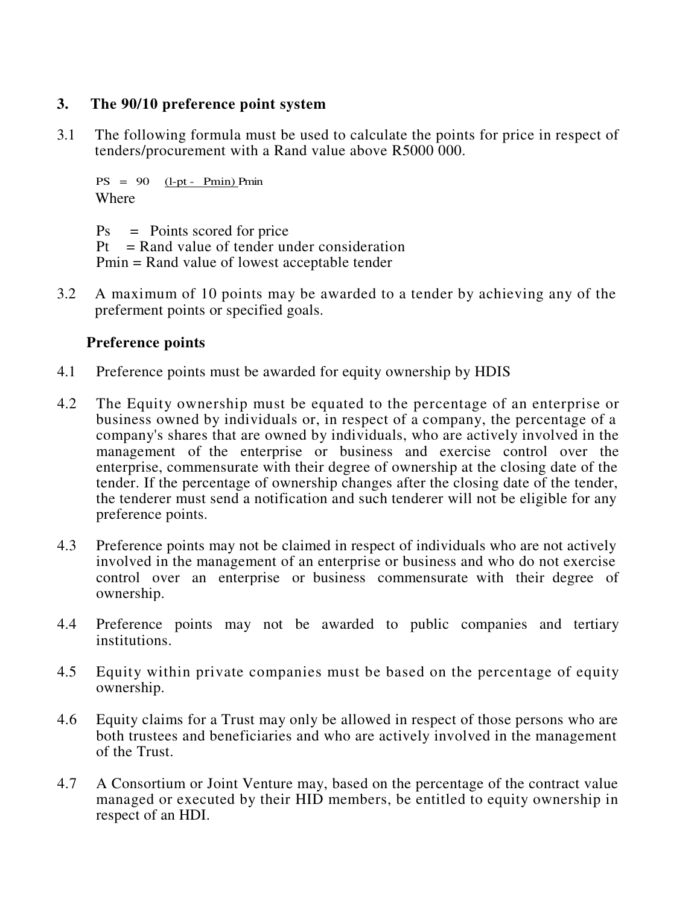## 3. The 90/10 preference point system

3.1 The following formula must be used to calculate the points for price in respect of tenders/procurement with a Rand value above R5000 000.

$$PS = 90 \quad \frac{(l\text{-}pt - Pmin)}{Pmin}$$

Where

Ps = Points scored for price
Pt = Rand value of tender under consideration
Pmin = Rand value of lowest acceptable tender

3.2 A maximum of 10 points may be awarded to a tender by achieving any of the preferment points or specified goals.

**Preference points**

4.1 Preference points must be awarded for equity ownership by HDIS

4.2 The Equity ownership must be equated to the percentage of an enterprise or business owned by individuals or, in respect of a company, the percentage of a company's shares that are owned by individuals, who are actively involved in the management of the enterprise or business and exercise control over the enterprise, commensurate with their degree of ownership at the closing date of the tender. If the percentage of ownership changes after the closing date of the tender, the tenderer must send a notification and such tenderer will not be eligible for any preference points.

4.3 Preference points may not be claimed in respect of individuals who are not actively involved in the management of an enterprise or business and who do not exercise control over an enterprise or business commensurate with their degree of ownership.

4.4 Preference points may not be awarded to public companies and tertiary institutions.

4.5 Equity within private companies must be based on the percentage of equity ownership.

4.6 Equity claims for a Trust may only be allowed in respect of those persons who are both trustees and beneficiaries and who are actively involved in the management of the Trust.

4.7 A Consortium or Joint Venture may, based on the percentage of the contract value managed or executed by their HID members, be entitled to equity ownership in respect of an HDI.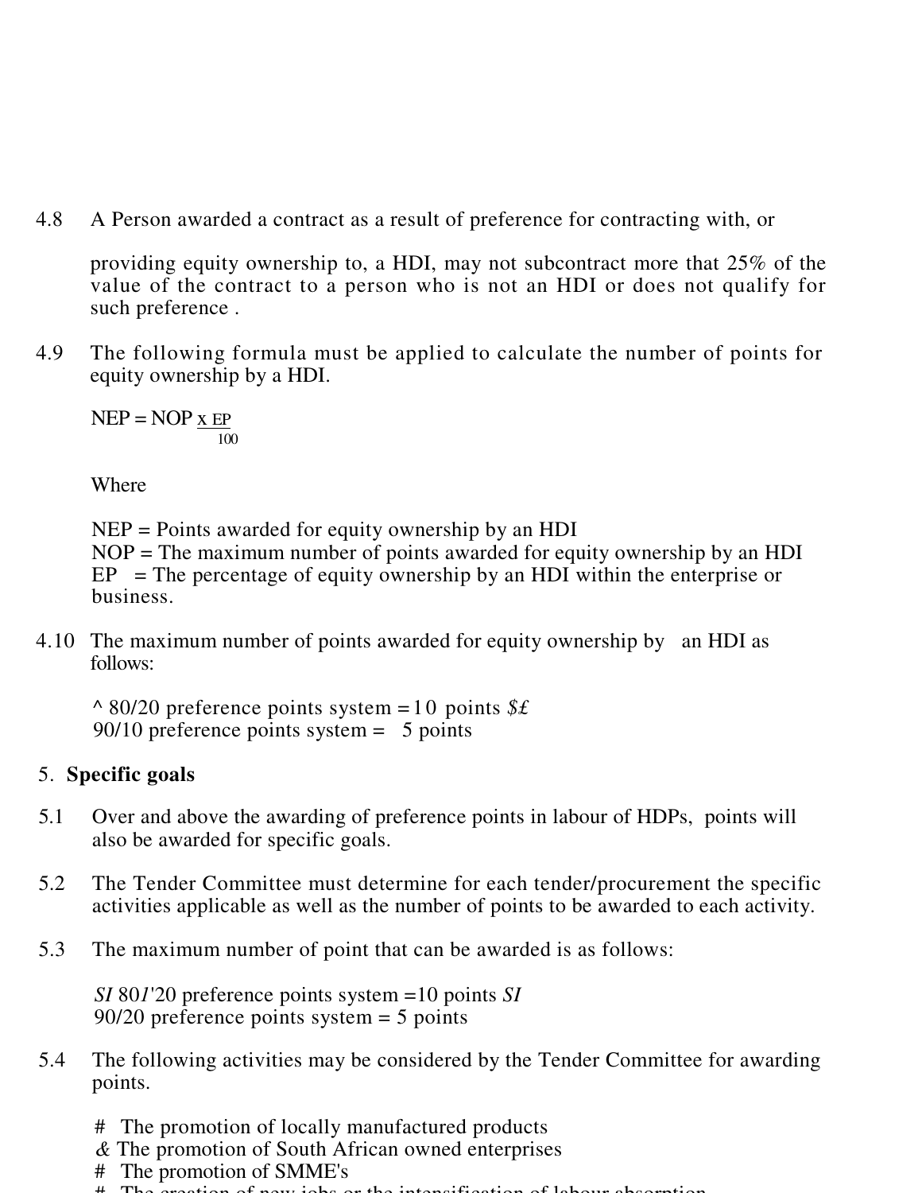4.8 A Person awarded a contract as a result of preference for contracting with, or

providing equity ownership to, a HDI, may not subcontract more that 25% of the value of the contract to a person who is not an HDI or does not qualify for such preference .

4.9 The following formula must be applied to calculate the number of points for equity ownership by a HDI.

$$NEP = NOP \times \frac{EP}{100}$$

Where

NEP = Points awarded for equity ownership by an HDI
NOP = The maximum number of points awarded for equity ownership by an HDI
EP = The percentage of equity ownership by an HDI within the enterprise or business.

4.10 The maximum number of points awarded for equity ownership by an HDI as follows:

^ 80/20 preference points system =10 points $£
90/10 preference points system = 5 points

5. **Specific goals**

5.1 Over and above the awarding of preference points in labour of HDPs, points will also be awarded for specific goals.

5.2 The Tender Committee must determine for each tender/procurement the specific activities applicable as well as the number of points to be awarded to each activity.

5.3 The maximum number of point that can be awarded is as follows:

*SI* 80*1*'20 preference points system =10 points *SI*
90/20 preference points system = 5 points

5.4 The following activities may be considered by the Tender Committee for awarding points.

# The promotion of locally manufactured products
& The promotion of South African owned enterprises
# The promotion of SMME's
# The creation of new jobs or the intensification of labour absorption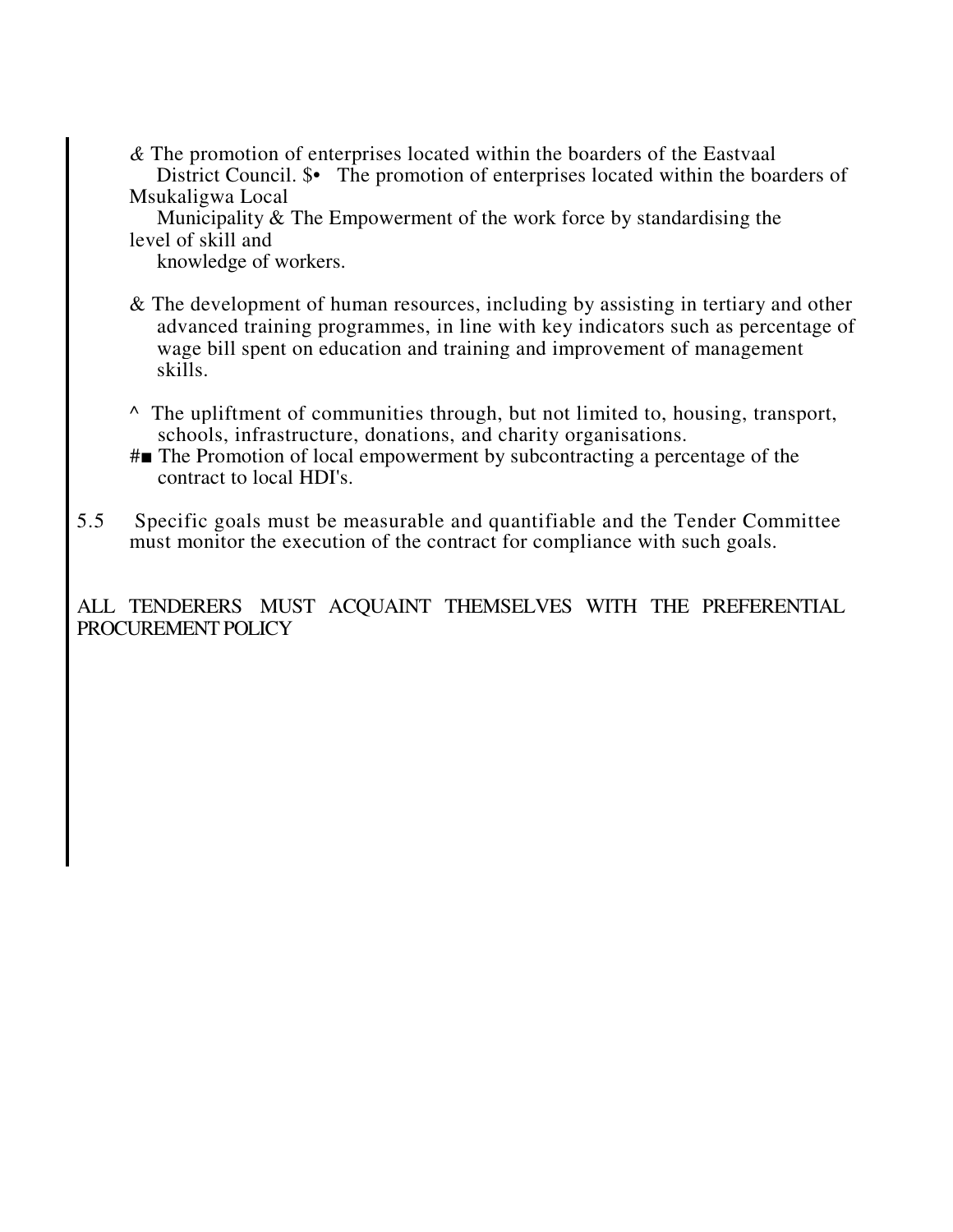& The promotion of enterprises located within the boarders of the Eastvaal District Council. $• The promotion of enterprises located within the boarders of Msukaligwa Local Municipality & The Empowerment of the work force by standardising the level of skill and knowledge of workers.

& The development of human resources, including by assisting in tertiary and other advanced training programmes, in line with key indicators such as percentage of wage bill spent on education and training and improvement of management skills.

^ The upliftment of communities through, but not limited to, housing, transport, schools, infrastructure, donations, and charity organisations.
#■ The Promotion of local empowerment by subcontracting a percentage of the contract to local HDI's.

5.5 Specific goals must be measurable and quantifiable and the Tender Committee must monitor the execution of the contract for compliance with such goals.

ALL TENDERERS MUST ACQUAINT THEMSELVES WITH THE PREFERENTIAL PROCUREMENT POLICY